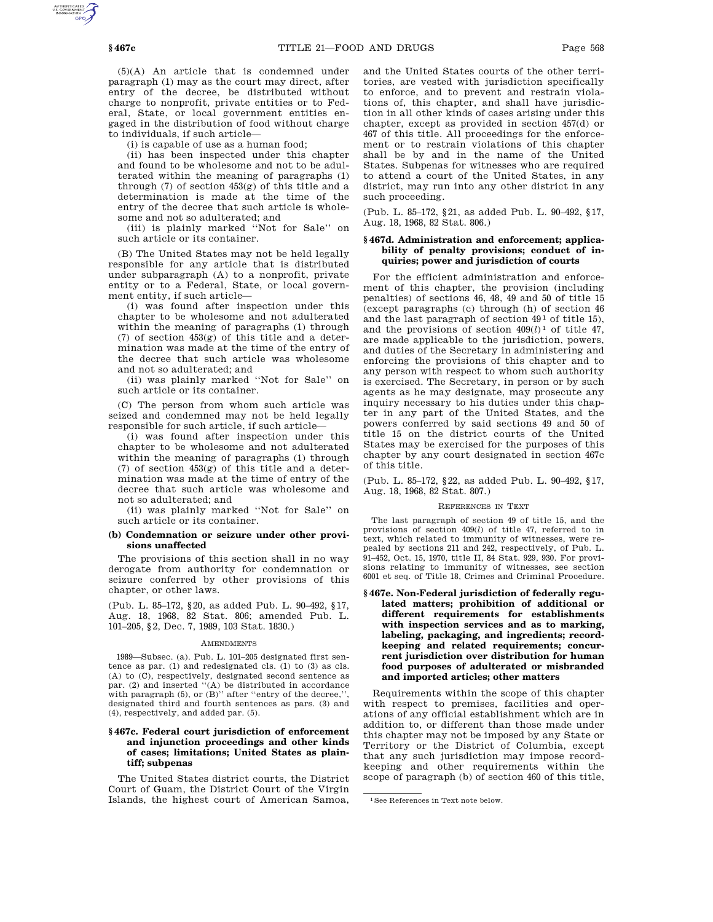(5)(A) An article that is condemned under paragraph (1) may as the court may direct, after entry of the decree, be distributed without charge to nonprofit, private entities or to Federal, State, or local government entities engaged in the distribution of food without charge to individuals, if such article—

(i) is capable of use as a human food;

(ii) has been inspected under this chapter and found to be wholesome and not to be adulterated within the meaning of paragraphs (1) through (7) of section 453(g) of this title and a determination is made at the time of the entry of the decree that such article is wholesome and not so adulterated; and

(iii) is plainly marked ''Not for Sale'' on such article or its container.

(B) The United States may not be held legally responsible for any article that is distributed under subparagraph (A) to a nonprofit, private entity or to a Federal, State, or local government entity, if such article—

(i) was found after inspection under this chapter to be wholesome and not adulterated within the meaning of paragraphs (1) through (7) of section 453(g) of this title and a determination was made at the time of the entry of the decree that such article was wholesome and not so adulterated; and

(ii) was plainly marked ''Not for Sale'' on such article or its container.

(C) The person from whom such article was seized and condemned may not be held legally responsible for such article, if such article—

(i) was found after inspection under this chapter to be wholesome and not adulterated within the meaning of paragraphs (1) through (7) of section 453(g) of this title and a determination was made at the time of entry of the decree that such article was wholesome and not so adulterated; and

(ii) was plainly marked ''Not for Sale'' on such article or its container.

**(b) Condemnation or seizure under other provisions unaffected**

The provisions of this section shall in no way derogate from authority for condemnation or seizure conferred by other provisions of this chapter, or other laws.

(Pub. L. 85–172, §20, as added Pub. L. 90–492, §17, Aug. 18, 1968, 82 Stat. 806; amended Pub. L. 101–205, §2, Dec. 7, 1989, 103 Stat. 1830.)

AMENDMENTS

1989—Subsec. (a). Pub. L. 101–205 designated first sentence as par. (1) and redesignated cls. (1) to (3) as cls. (A) to (C), respectively, designated second sentence as par. (2) and inserted ''(A) be distributed in accordance with paragraph (5), or (B)'' after ''entry of the decree,'', designated third and fourth sentences as pars. (3) and (4), respectively, and added par. (5).

## §467c. Federal court jurisdiction of enforcement and injunction proceedings and other kinds of cases; limitations; United States as plaintiff; subpenas

The United States district courts, the District Court of Guam, the District Court of the Virgin Islands, the highest court of American Samoa, and the United States courts of the other territories, are vested with jurisdiction specifically to enforce, and to prevent and restrain violations of, this chapter, and shall have jurisdiction in all other kinds of cases arising under this chapter, except as provided in section 457(d) or 467 of this title. All proceedings for the enforcement or to restrain violations of this chapter shall be by and in the name of the United States. Subpenas for witnesses who are required to attend a court of the United States, in any district, may run into any other district in any such proceeding.

(Pub. L. 85–172, §21, as added Pub. L. 90–492, §17, Aug. 18, 1968, 82 Stat. 806.)

## §467d. Administration and enforcement; applicability of penalty provisions; conduct of inquiries; power and jurisdiction of courts

For the efficient administration and enforcement of this chapter, the provision (including penalties) of sections 46, 48, 49 and 50 of title 15 (except paragraphs (c) through (h) of section 46 and the last paragraph of section 49[1] of title 15), and the provisions of section 409(*l*)[1] of title 47, are made applicable to the jurisdiction, powers, and duties of the Secretary in administering and enforcing the provisions of this chapter and to any person with respect to whom such authority is exercised. The Secretary, in person or by such agents as he may designate, may prosecute any inquiry necessary to his duties under this chapter in any part of the United States, and the powers conferred by said sections 49 and 50 of title 15 on the district courts of the United States may be exercised for the purposes of this chapter by any court designated in section 467c of this title.

(Pub. L. 85–172, §22, as added Pub. L. 90–492, §17, Aug. 18, 1968, 82 Stat. 807.)

REFERENCES IN TEXT

The last paragraph of section 49 of title 15, and the provisions of section 409(*l*) of title 47, referred to in text, which related to immunity of witnesses, were repealed by sections 211 and 242, respectively, of Pub. L. 91–452, Oct. 15, 1970, title II, 84 Stat. 929, 930. For provisions relating to immunity of witnesses, see section 6001 et seq. of Title 18, Crimes and Criminal Procedure.

## §467e. Non-Federal jurisdiction of federally regulated matters; prohibition of additional or different requirements for establishments with inspection services and as to marking, labeling, packaging, and ingredients; recordkeeping and related requirements; concurrent jurisdiction over distribution for human food purposes of adulterated or misbranded and imported articles; other matters

Requirements within the scope of this chapter with respect to premises, facilities and operations of any official establishment which are in addition to, or different than those made under this chapter may not be imposed by any State or Territory or the District of Columbia, except that any such jurisdiction may impose recordkeeping and other requirements within the scope of paragraph (b) of section 460 of this title,

[1] See References in Text note below.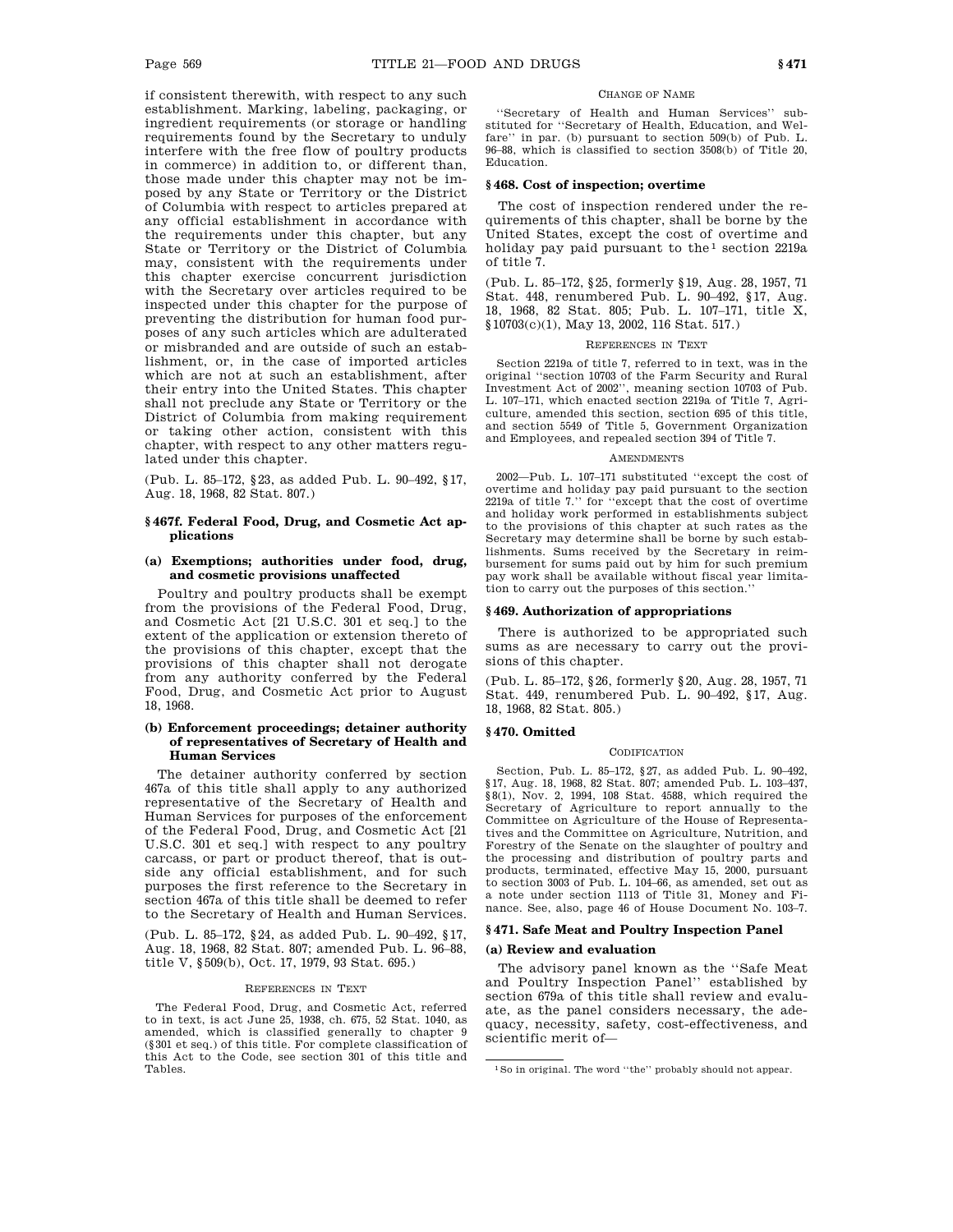if consistent therewith, with respect to any such establishment. Marking, labeling, packaging, or ingredient requirements (or storage or handling requirements found by the Secretary to unduly interfere with the free flow of poultry products in commerce) in addition to, or different than, those made under this chapter may not be imposed by any State or Territory or the District of Columbia with respect to articles prepared at any official establishment in accordance with the requirements under this chapter, but any State or Territory or the District of Columbia may, consistent with the requirements under this chapter exercise concurrent jurisdiction with the Secretary over articles required to be inspected under this chapter for the purpose of preventing the distribution for human food purposes of any such articles which are adulterated or misbranded and are outside of such an establishment, or, in the case of imported articles which are not at such an establishment, after their entry into the United States. This chapter shall not preclude any State or Territory or the District of Columbia from making requirement or taking other action, consistent with this chapter, with respect to any other matters regulated under this chapter.

(Pub. L. 85–172, §23, as added Pub. L. 90–492, §17, Aug. 18, 1968, 82 Stat. 807.)

### §467f. Federal Food, Drug, and Cosmetic Act applications

#### (a) Exemptions; authorities under food, drug, and cosmetic provisions unaffected

Poultry and poultry products shall be exempt from the provisions of the Federal Food, Drug, and Cosmetic Act [21 U.S.C. 301 et seq.] to the extent of the application or extension thereto of the provisions of this chapter, except that the provisions of this chapter shall not derogate from any authority conferred by the Federal Food, Drug, and Cosmetic Act prior to August 18, 1968.

#### (b) Enforcement proceedings; detainer authority of representatives of Secretary of Health and Human Services

The detainer authority conferred by section 467a of this title shall apply to any authorized representative of the Secretary of Health and Human Services for purposes of the enforcement of the Federal Food, Drug, and Cosmetic Act [21 U.S.C. 301 et seq.] with respect to any poultry carcass, or part or product thereof, that is outside any official establishment, and for such purposes the first reference to the Secretary in section 467a of this title shall be deemed to refer to the Secretary of Health and Human Services.

(Pub. L. 85–172, §24, as added Pub. L. 90–492, §17, Aug. 18, 1968, 82 Stat. 807; amended Pub. L. 96–88, title V, §509(b), Oct. 17, 1979, 93 Stat. 695.)

REFERENCES IN TEXT

The Federal Food, Drug, and Cosmetic Act, referred to in text, is act June 25, 1938, ch. 675, 52 Stat. 1040, as amended, which is classified generally to chapter 9 (§301 et seq.) of this title. For complete classification of this Act to the Code, see section 301 of this title and Tables.

CHANGE OF NAME

''Secretary of Health and Human Services'' substituted for ''Secretary of Health, Education, and Welfare'' in par. (b) pursuant to section 509(b) of Pub. L. 96–88, which is classified to section 3508(b) of Title 20, Education.

### §468. Cost of inspection; overtime

The cost of inspection rendered under the requirements of this chapter, shall be borne by the United States, except the cost of overtime and holiday pay paid pursuant to the[1] section 2219a of title 7.

(Pub. L. 85–172, §25, formerly §19, Aug. 28, 1957, 71 Stat. 448, renumbered Pub. L. 90–492, §17, Aug. 18, 1968, 82 Stat. 805; Pub. L. 107–171, title X, §10703(c)(1), May 13, 2002, 116 Stat. 517.)

REFERENCES IN TEXT

Section 2219a of title 7, referred to in text, was in the original ''section 10703 of the Farm Security and Rural Investment Act of 2002'', meaning section 10703 of Pub. L. 107–171, which enacted section 2219a of Title 7, Agriculture, amended this section, section 695 of this title, and section 5549 of Title 5, Government Organization and Employees, and repealed section 394 of Title 7.

AMENDMENTS

2002—Pub. L. 107–171 substituted ''except the cost of overtime and holiday pay paid pursuant to the section 2219a of title 7.'' for ''except that the cost of overtime and holiday work performed in establishments subject to the provisions of this chapter at such rates as the Secretary may determine shall be borne by such establishments. Sums received by the Secretary in reimbursement for sums paid out by him for such premium pay work shall be available without fiscal year limitation to carry out the purposes of this section.''

### §469. Authorization of appropriations

There is authorized to be appropriated such sums as are necessary to carry out the provisions of this chapter.

(Pub. L. 85–172, §26, formerly §20, Aug. 28, 1957, 71 Stat. 449, renumbered Pub. L. 90–492, §17, Aug. 18, 1968, 82 Stat. 805.)

### §470. Omitted

CODIFICATION

Section, Pub. L. 85–172, §27, as added Pub. L. 90–492, §17, Aug. 18, 1968, 82 Stat. 807; amended Pub. L. 103–437, §8(1), Nov. 2, 1994, 108 Stat. 4588, which required the Secretary of Agriculture to report annually to the Committee on Agriculture of the House of Representatives and the Committee on Agriculture, Nutrition, and Forestry of the Senate on the slaughter of poultry and the processing and distribution of poultry parts and products, terminated, effective May 15, 2000, pursuant to section 3003 of Pub. L. 104–66, as amended, set out as a note under section 1113 of Title 31, Money and Finance. See, also, page 46 of House Document No. 103–7.

### §471. Safe Meat and Poultry Inspection Panel

#### (a) Review and evaluation

The advisory panel known as the ''Safe Meat and Poultry Inspection Panel'' established by section 679a of this title shall review and evaluate, as the panel considers necessary, the adequacy, necessity, safety, cost-effectiveness, and scientific merit of—

[1] So in original. The word ''the'' probably should not appear.